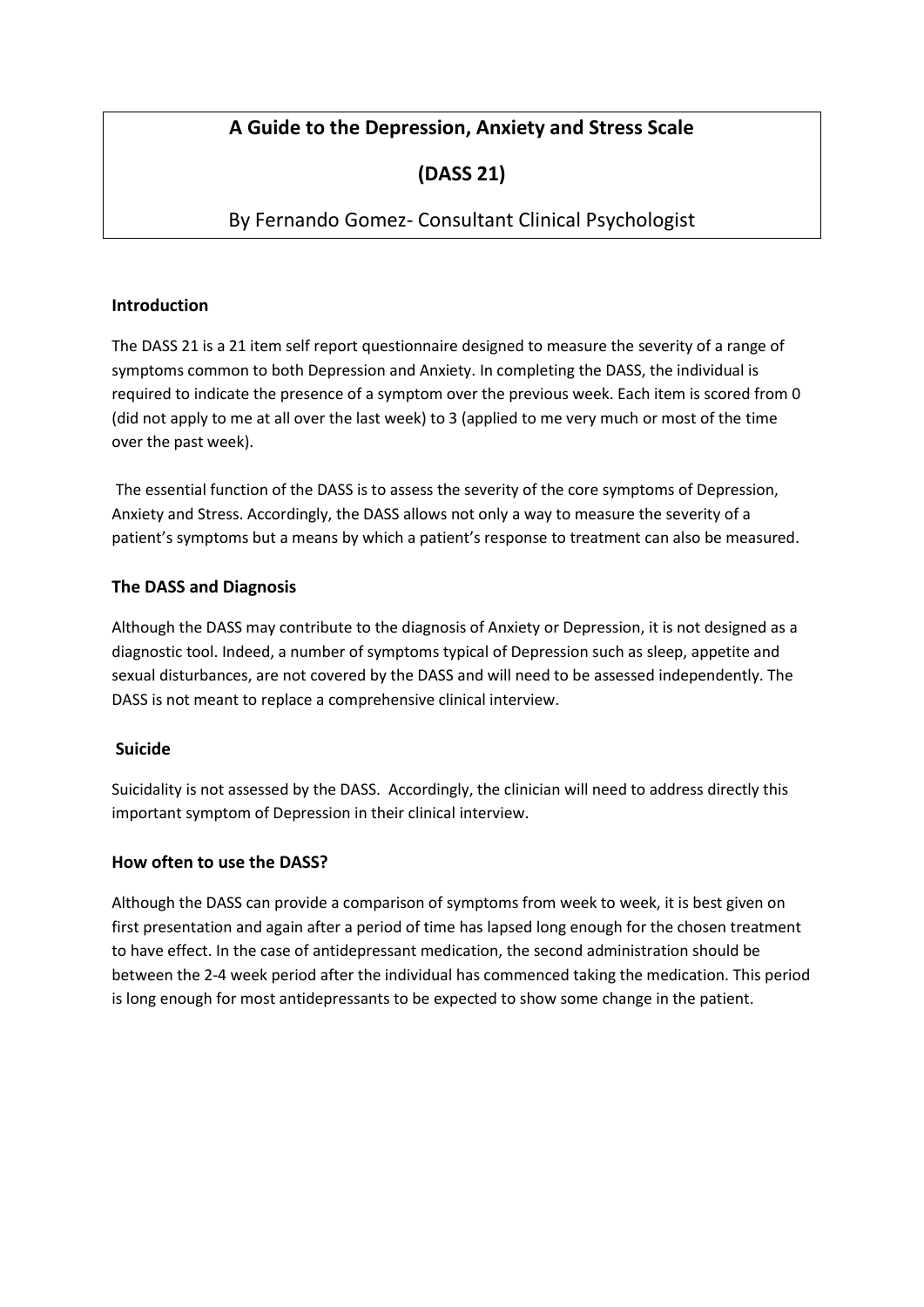# A Guide to the Depression, Anxiety and Stress Scale

# (DASS 21)

By Fernando Gomez- Consultant Clinical Psychologist

## Introduction

The DASS 21 is a 21 item self report questionnaire designed to measure the severity of a range of symptoms common to both Depression and Anxiety. In completing the DASS, the individual is required to indicate the presence of a symptom over the previous week. Each item is scored from 0 (did not apply to me at all over the last week) to 3 (applied to me very much or most of the time over the past week).

The essential function of the DASS is to assess the severity of the core symptoms of Depression, Anxiety and Stress. Accordingly, the DASS allows not only a way to measure the severity of a patient's symptoms but a means by which a patient's response to treatment can also be measured.

## The DASS and Diagnosis

Although the DASS may contribute to the diagnosis of Anxiety or Depression, it is not designed as a diagnostic tool. Indeed, a number of symptoms typical of Depression such as sleep, appetite and sexual disturbances, are not covered by the DASS and will need to be assessed independently. The DASS is not meant to replace a comprehensive clinical interview.

## Suicide

Suicidality is not assessed by the DASS. Accordingly, the clinician will need to address directly this important symptom of Depression in their clinical interview.

## How often to use the DASS?

Although the DASS can provide a comparison of symptoms from week to week, it is best given on first presentation and again after a period of time has lapsed long enough for the chosen treatment to have effect. In the case of antidepressant medication, the second administration should be between the 2-4 week period after the individual has commenced taking the medication. This period is long enough for most antidepressants to be expected to show some change in the patient.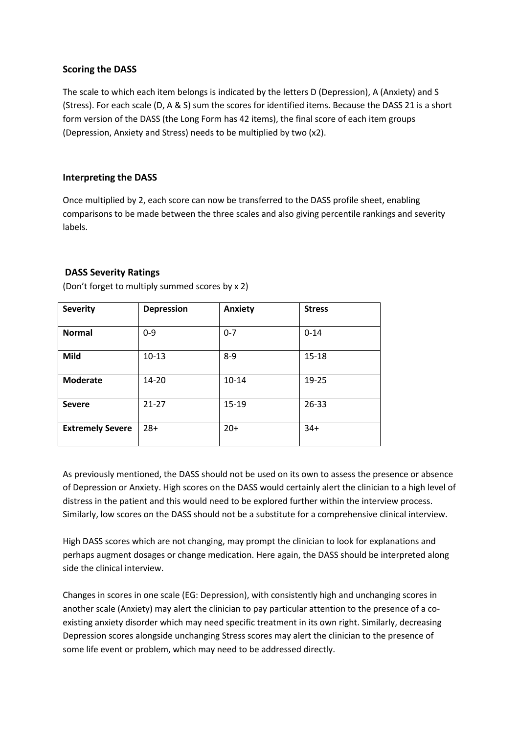### Scoring the DASS

The scale to which each item belongs is indicated by the letters D (Depression), A (Anxiety) and S (Stress). For each scale (D, A & S) sum the scores for identified items. Because the DASS 21 is a short form version of the DASS (the Long Form has 42 items), the final score of each item groups (Depression, Anxiety and Stress) needs to be multiplied by two (x2).

### Interpreting the DASS

Once multiplied by 2, each score can now be transferred to the DASS profile sheet, enabling comparisons to be made between the three scales and also giving percentile rankings and severity labels.

### DASS Severity Ratings

(Don't forget to multiply summed scores by x 2)

| Severity | Depression | Anxiety | Stress |
|---|---|---|---|
| **Normal** | 0-9 | 0-7 | 0-14 |
| **Mild** | 10-13 | 8-9 | 15-18 |
| **Moderate** | 14-20 | 10-14 | 19-25 |
| **Severe** | 21-27 | 15-19 | 26-33 |
| **Extremely Severe** | 28+ | 20+ | 34+ |

As previously mentioned, the DASS should not be used on its own to assess the presence or absence of Depression or Anxiety. High scores on the DASS would certainly alert the clinician to a high level of distress in the patient and this would need to be explored further within the interview process. Similarly, low scores on the DASS should not be a substitute for a comprehensive clinical interview.

High DASS scores which are not changing, may prompt the clinician to look for explanations and perhaps augment dosages or change medication. Here again, the DASS should be interpreted along side the clinical interview.

Changes in scores in one scale (EG: Depression), with consistently high and unchanging scores in another scale (Anxiety) may alert the clinician to pay particular attention to the presence of a co-existing anxiety disorder which may need specific treatment in its own right. Similarly, decreasing Depression scores alongside unchanging Stress scores may alert the clinician to the presence of some life event or problem, which may need to be addressed directly.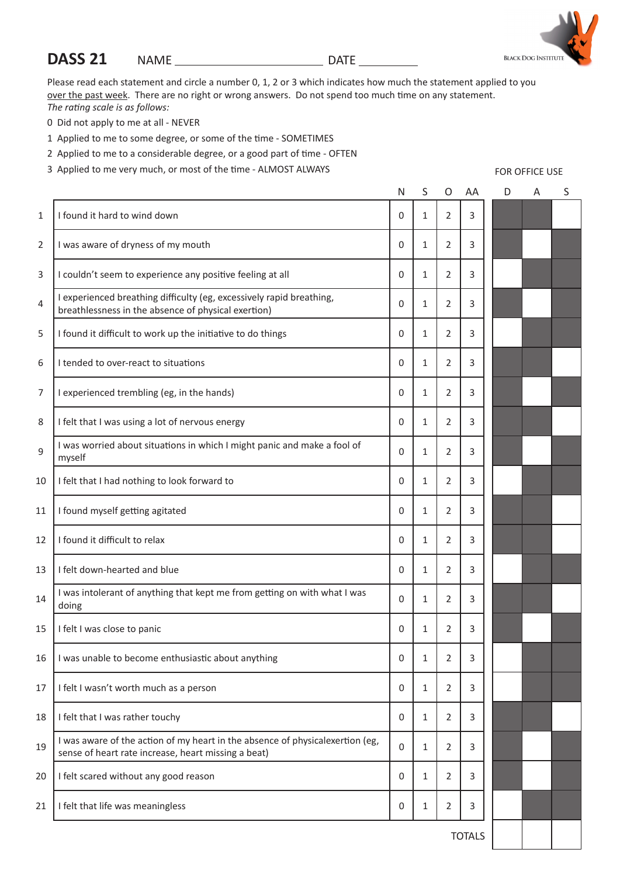# DASS 21

NAME ______________________ DATE __________

BLACK DOG INSTITUTE

Please read each statement and circle a number 0, 1, 2 or 3 which indicates how much the statement applied to you over the past week. There are no right or wrong answers. Do not spend too much time on any statement.
*The rating scale is as follows:*

0 Did not apply to me at all - NEVER
1 Applied to me to some degree, or some of the time - SOMETIMES
2 Applied to me to a considerable degree, or a good part of time - OFTEN
3 Applied to me very much, or most of the time - ALMOST ALWAYS

FOR OFFICE USE

| | | N | S | O | AA | D | A | S |
|---|---|---|---|---|---|---|---|---|
| 1 | I found it hard to wind down | 0 | 1 | 2 | 3 | | | |
| 2 | I was aware of dryness of my mouth | 0 | 1 | 2 | 3 | | | |
| 3 | I couldn't seem to experience any positive feeling at all | 0 | 1 | 2 | 3 | | | |
| 4 | I experienced breathing difficulty (eg, excessively rapid breathing, breathlessness in the absence of physical exertion) | 0 | 1 | 2 | 3 | | | |
| 5 | I found it difficult to work up the initiative to do things | 0 | 1 | 2 | 3 | | | |
| 6 | I tended to over-react to situations | 0 | 1 | 2 | 3 | | | |
| 7 | I experienced trembling (eg, in the hands) | 0 | 1 | 2 | 3 | | | |
| 8 | I felt that I was using a lot of nervous energy | 0 | 1 | 2 | 3 | | | |
| 9 | I was worried about situations in which I might panic and make a fool of myself | 0 | 1 | 2 | 3 | | | |
| 10 | I felt that I had nothing to look forward to | 0 | 1 | 2 | 3 | | | |
| 11 | I found myself getting agitated | 0 | 1 | 2 | 3 | | | |
| 12 | I found it difficult to relax | 0 | 1 | 2 | 3 | | | |
| 13 | I felt down-hearted and blue | 0 | 1 | 2 | 3 | | | |
| 14 | I was intolerant of anything that kept me from getting on with what I was doing | 0 | 1 | 2 | 3 | | | |
| 15 | I felt I was close to panic | 0 | 1 | 2 | 3 | | | |
| 16 | I was unable to become enthusiastic about anything | 0 | 1 | 2 | 3 | | | |
| 17 | I felt I wasn't worth much as a person | 0 | 1 | 2 | 3 | | | |
| 18 | I felt that I was rather touchy | 0 | 1 | 2 | 3 | | | |
| 19 | I was aware of the action of my heart in the absence of physicalexertion (eg, sense of heart rate increase, heart missing a beat) | 0 | 1 | 2 | 3 | | | |
| 20 | I felt scared without any good reason | 0 | 1 | 2 | 3 | | | |
| 21 | I felt that life was meaningless | 0 | 1 | 2 | 3 | | | |
| | | | | | TOTALS | | | |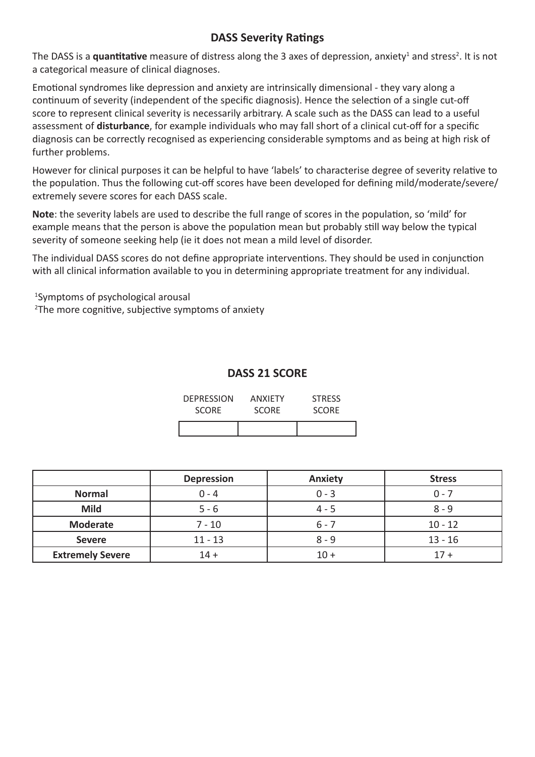## DASS Severity Ratings

The DASS is a **quantitative** measure of distress along the 3 axes of depression, anxiety[1] and stress[2]. It is not a categorical measure of clinical diagnoses.

Emotional syndromes like depression and anxiety are intrinsically dimensional - they vary along a continuum of severity (independent of the specific diagnosis). Hence the selection of a single cut-off score to represent clinical severity is necessarily arbitrary. A scale such as the DASS can lead to a useful assessment of **disturbance**, for example individuals who may fall short of a clinical cut-off for a specific diagnosis can be correctly recognised as experiencing considerable symptoms and as being at high risk of further problems.

However for clinical purposes it can be helpful to have 'labels' to characterise degree of severity relative to the population. Thus the following cut-off scores have been developed for defining mild/moderate/severe/extremely severe scores for each DASS scale.

**Note**: the severity labels are used to describe the full range of scores in the population, so 'mild' for example means that the person is above the population mean but probably still way below the typical severity of someone seeking help (ie it does not mean a mild level of disorder.

The individual DASS scores do not define appropriate interventions. They should be used in conjunction with all clinical information available to you in determining appropriate treatment for any individual.

[1]Symptoms of psychological arousal
[2]The more cognitive, subjective symptoms of anxiety

### DASS 21 SCORE

| DEPRESSION SCORE | ANXIETY SCORE | STRESS SCORE |
|---|---|---|
| | | |

| | Depression | Anxiety | Stress |
|---|---|---|---|
| **Normal** | 0 - 4 | 0 - 3 | 0 - 7 |
| **Mild** | 5 - 6 | 4 - 5 | 8 - 9 |
| **Moderate** | 7 - 10 | 6 - 7 | 10 - 12 |
| **Severe** | 11 - 13 | 8 - 9 | 13 - 16 |
| **Extremely Severe** | 14 + | 10 + | 17 + |